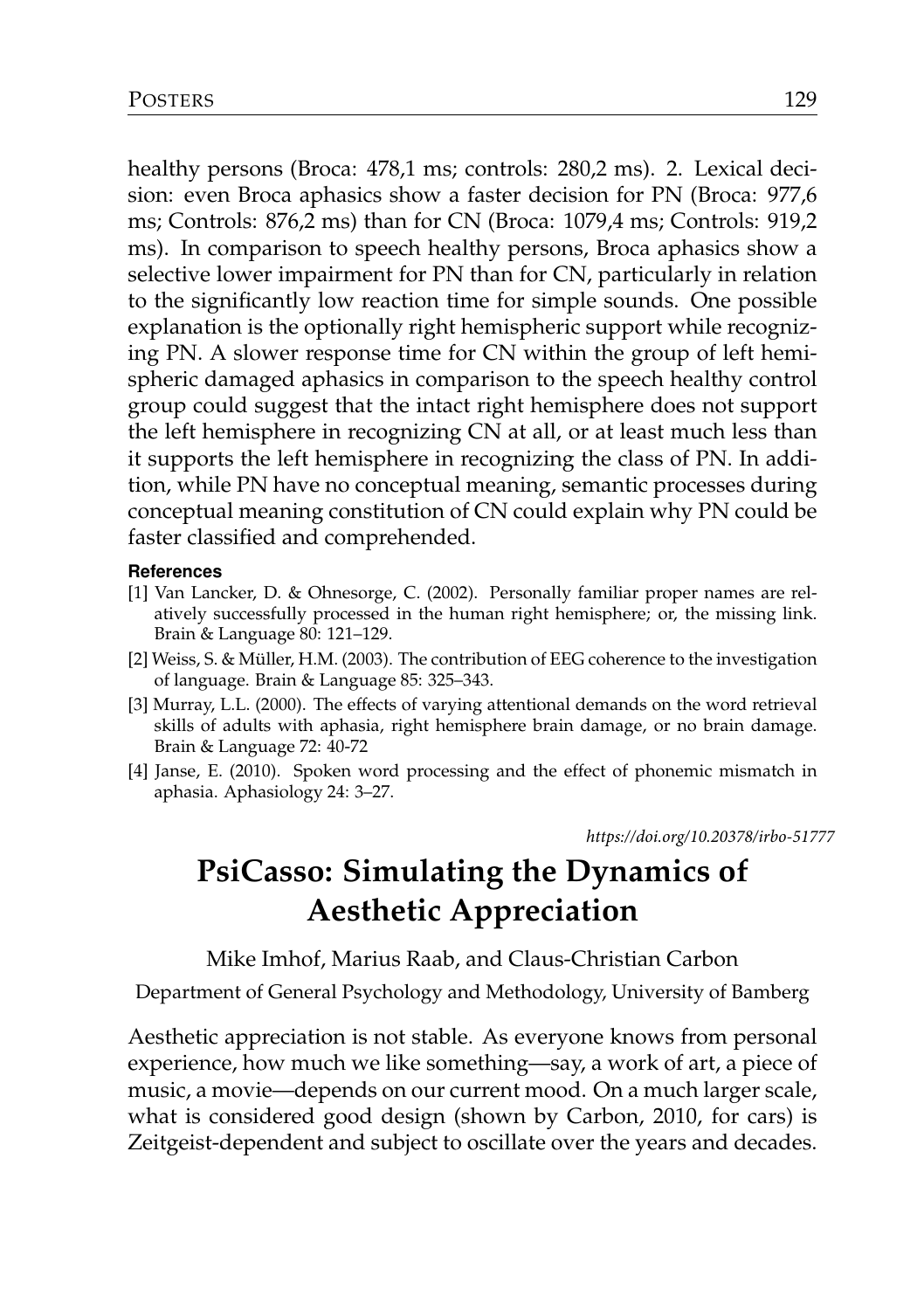healthy persons (Broca: 478,1 ms; controls: 280,2 ms). 2. Lexical decision: even Broca aphasics show a faster decision for PN (Broca: 977,6 ms; Controls: 876,2 ms) than for CN (Broca: 1079,4 ms; Controls: 919,2 ms). In comparison to speech healthy persons, Broca aphasics show a selective lower impairment for PN than for CN, particularly in relation to the significantly low reaction time for simple sounds. One possible explanation is the optionally right hemispheric support while recognizing PN. A slower response time for CN within the group of left hemispheric damaged aphasics in comparison to the speech healthy control group could suggest that the intact right hemisphere does not support the left hemisphere in recognizing CN at all, or at least much less than it supports the left hemisphere in recognizing the class of PN. In addition, while PN have no conceptual meaning, semantic processes during conceptual meaning constitution of CN could explain why PN could be faster classified and comprehended.

#### References

[1] Van Lancker, D. & Ohnesorge, C. (2002). Personally familiar proper names are relatively successfully processed in the human right hemisphere; or, the missing link. Brain & Language 80: 121–129.

[2] Weiss, S. & Müller, H.M. (2003). The contribution of EEG coherence to the investigation of language. Brain & Language 85: 325–343.

[3] Murray, L.L. (2000). The effects of varying attentional demands on the word retrieval skills of adults with aphasia, right hemisphere brain damage, or no brain damage. Brain & Language 72: 40-72

[4] Janse, E. (2010). Spoken word processing and the effect of phonemic mismatch in aphasia. Aphasiology 24: 3–27.

*https://doi.org/10.20378/irbo-51777*

# PsiCasso: Simulating the Dynamics of Aesthetic Appreciation

Mike Imhof, Marius Raab, and Claus-Christian Carbon

Department of General Psychology and Methodology, University of Bamberg

Aesthetic appreciation is not stable. As everyone knows from personal experience, how much we like something—say, a work of art, a piece of music, a movie—depends on our current mood. On a much larger scale, what is considered good design (shown by Carbon, 2010, for cars) is Zeitgeist-dependent and subject to oscillate over the years and decades.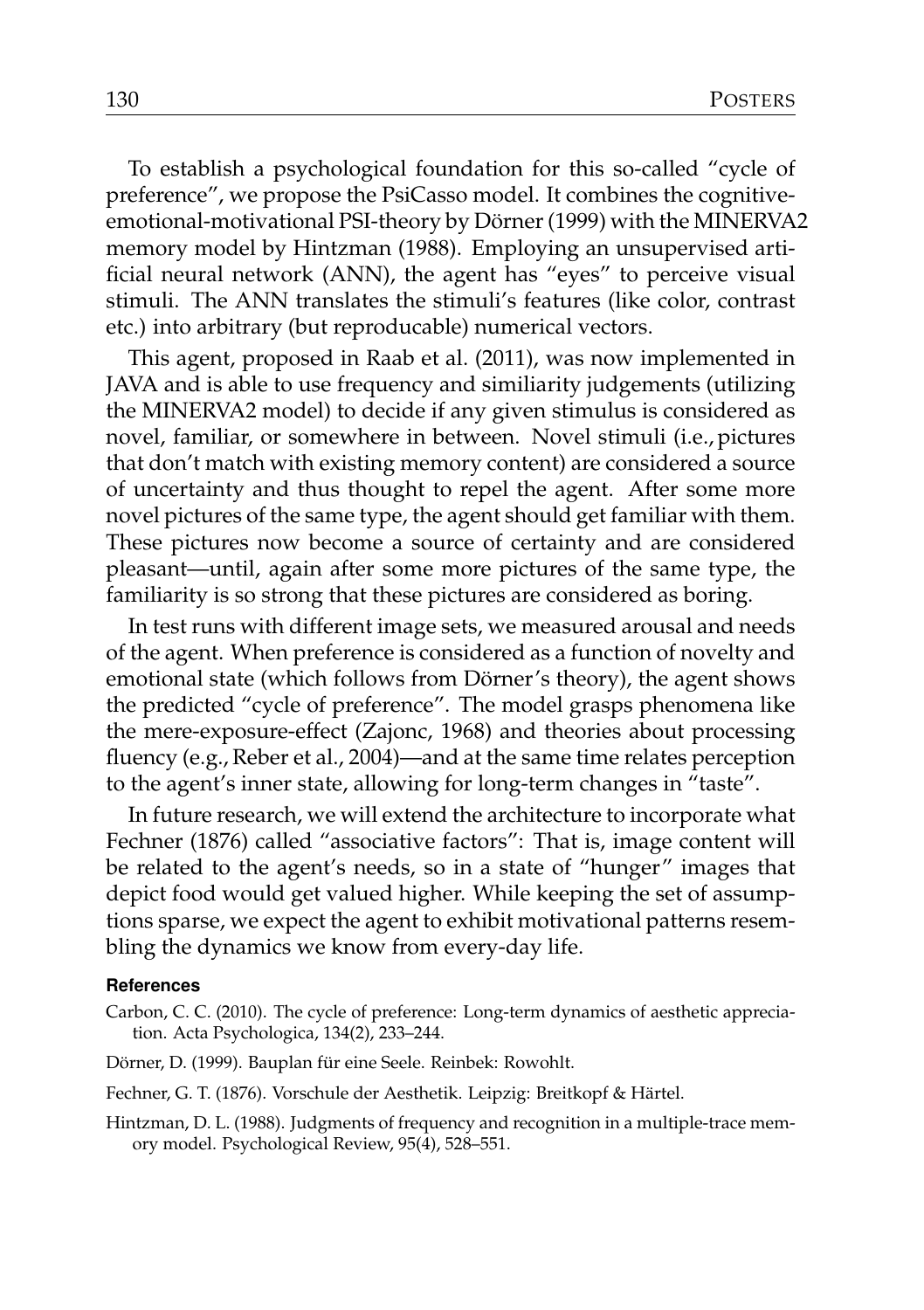To establish a psychological foundation for this so-called "cycle of preference", we propose the PsiCasso model. It combines the cognitive-emotional-motivational PSI-theory by Dörner (1999) with the MINERVA2 memory model by Hintzman (1988). Employing an unsupervised artificial neural network (ANN), the agent has "eyes" to perceive visual stimuli. The ANN translates the stimuli's features (like color, contrast etc.) into arbitrary (but reproducable) numerical vectors.

This agent, proposed in Raab et al. (2011), was now implemented in JAVA and is able to use frequency and similiarity judgements (utilizing the MINERVA2 model) to decide if any given stimulus is considered as novel, familiar, or somewhere in between. Novel stimuli (i.e., pictures that don't match with existing memory content) are considered a source of uncertainty and thus thought to repel the agent. After some more novel pictures of the same type, the agent should get familiar with them. These pictures now become a source of certainty and are considered pleasant—until, again after some more pictures of the same type, the familiarity is so strong that these pictures are considered as boring.

In test runs with different image sets, we measured arousal and needs of the agent. When preference is considered as a function of novelty and emotional state (which follows from Dörner's theory), the agent shows the predicted "cycle of preference". The model grasps phenomena like the mere-exposure-effect (Zajonc, 1968) and theories about processing fluency (e.g., Reber et al., 2004)—and at the same time relates perception to the agent's inner state, allowing for long-term changes in "taste".

In future research, we will extend the architecture to incorporate what Fechner (1876) called "associative factors": That is, image content will be related to the agent's needs, so in a state of "hunger" images that depict food would get valued higher. While keeping the set of assumptions sparse, we expect the agent to exhibit motivational patterns resembling the dynamics we know from every-day life.

#### References

Carbon, C. C. (2010). The cycle of preference: Long-term dynamics of aesthetic appreciation. Acta Psychologica, 134(2), 233–244.

Dörner, D. (1999). Bauplan für eine Seele. Reinbek: Rowohlt.

Fechner, G. T. (1876). Vorschule der Aesthetik. Leipzig: Breitkopf & Härtel.

Hintzman, D. L. (1988). Judgments of frequency and recognition in a multiple-trace memory model. Psychological Review, 95(4), 528–551.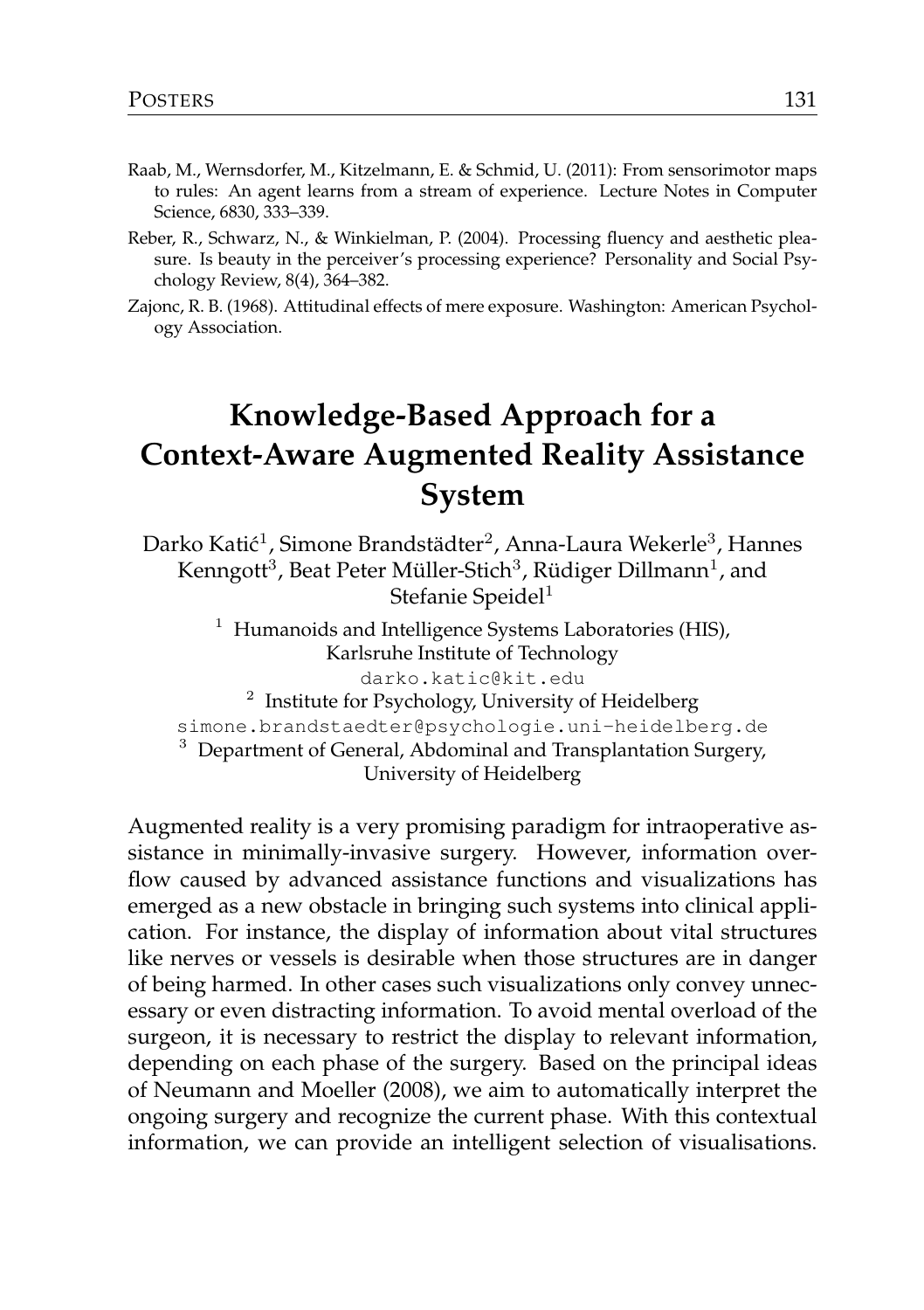Raab, M., Wernsdorfer, M., Kitzelmann, E. & Schmid, U. (2011): From sensorimotor maps to rules: An agent learns from a stream of experience. Lecture Notes in Computer Science, 6830, 333–339.

Reber, R., Schwarz, N., & Winkielman, P. (2004). Processing fluency and aesthetic pleasure. Is beauty in the perceiver's processing experience? Personality and Social Psychology Review, 8(4), 364–382.

Zajonc, R. B. (1968). Attitudinal effects of mere exposure. Washington: American Psychology Association.

# Knowledge-Based Approach for a Context-Aware Augmented Reality Assistance System

Darko Katić[1], Simone Brandstädter[2], Anna-Laura Wekerle[3], Hannes Kenngott[3], Beat Peter Müller-Stich[3], Rüdiger Dillmann[1], and Stefanie Speidel[1]

[1] Humanoids and Intelligence Systems Laboratories (HIS), Karlsruhe Institute of Technology
darko.katic@kit.edu

[2] Institute for Psychology, University of Heidelberg
simone.brandstaedter@psychologie.uni-heidelberg.de

[3] Department of General, Abdominal and Transplantation Surgery, University of Heidelberg

Augmented reality is a very promising paradigm for intraoperative assistance in minimally-invasive surgery. However, information overflow caused by advanced assistance functions and visualizations has emerged as a new obstacle in bringing such systems into clinical application. For instance, the display of information about vital structures like nerves or vessels is desirable when those structures are in danger of being harmed. In other cases such visualizations only convey unnecessary or even distracting information. To avoid mental overload of the surgeon, it is necessary to restrict the display to relevant information, depending on each phase of the surgery. Based on the principal ideas of Neumann and Moeller (2008), we aim to automatically interpret the ongoing surgery and recognize the current phase. With this contextual information, we can provide an intelligent selection of visualisations.